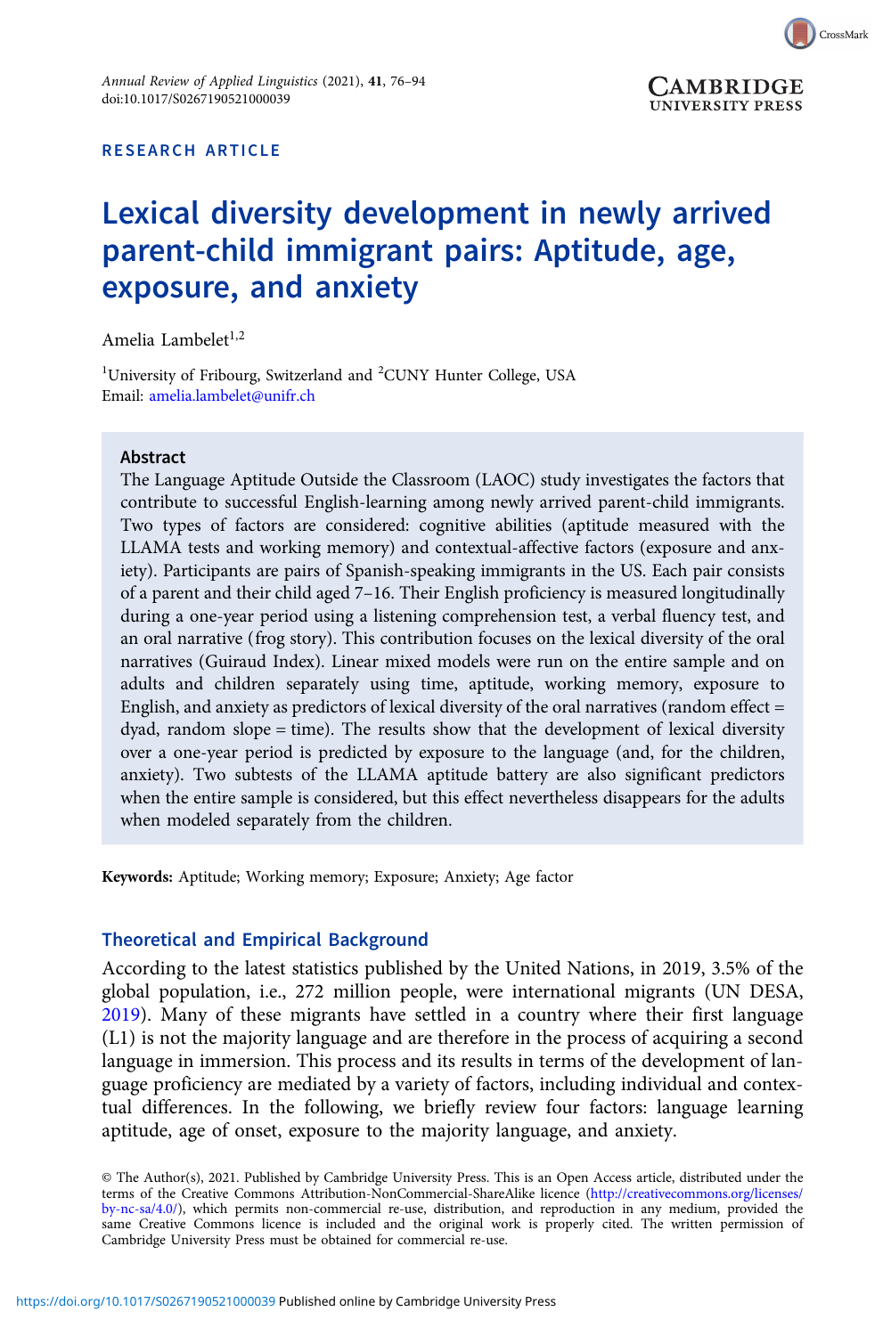RESEARCH ARTICLE

# Lexical diversity development in newly arrived parent-child immigrant pairs: Aptitude, age, exposure, and anxiety

Amelia Lambelet[1,2]

[1]University of Fribourg, Switzerland and [2]CUNY Hunter College, USA
Email: amelia.lambelet@unifr.ch

## Abstract

The Language Aptitude Outside the Classroom (LAOC) study investigates the factors that contribute to successful English-learning among newly arrived parent-child immigrants. Two types of factors are considered: cognitive abilities (aptitude measured with the LLAMA tests and working memory) and contextual-affective factors (exposure and anxiety). Participants are pairs of Spanish-speaking immigrants in the US. Each pair consists of a parent and their child aged 7–16. Their English proficiency is measured longitudinally during a one-year period using a listening comprehension test, a verbal fluency test, and an oral narrative (frog story). This contribution focuses on the lexical diversity of the oral narratives (Guiraud Index). Linear mixed models were run on the entire sample and on adults and children separately using time, aptitude, working memory, exposure to English, and anxiety as predictors of lexical diversity of the oral narratives (random effect = dyad, random slope = time). The results show that the development of lexical diversity over a one-year period is predicted by exposure to the language (and, for the children, anxiety). Two subtests of the LLAMA aptitude battery are also significant predictors when the entire sample is considered, but this effect nevertheless disappears for the adults when modeled separately from the children.

**Keywords:** Aptitude; Working memory; Exposure; Anxiety; Age factor

## Theoretical and Empirical Background

According to the latest statistics published by the United Nations, in 2019, 3.5% of the global population, i.e., 272 million people, were international migrants (UN DESA, 2019). Many of these migrants have settled in a country where their first language (L1) is not the majority language and are therefore in the process of acquiring a second language in immersion. This process and its results in terms of the development of language proficiency are mediated by a variety of factors, including individual and contextual differences. In the following, we briefly review four factors: language learning aptitude, age of onset, exposure to the majority language, and anxiety.

© The Author(s), 2021. Published by Cambridge University Press. This is an Open Access article, distributed under the terms of the Creative Commons Attribution-NonCommercial-ShareAlike licence (http://creativecommons.org/licenses/by-nc-sa/4.0/), which permits non-commercial re-use, distribution, and reproduction in any medium, provided the same Creative Commons licence is included and the original work is properly cited. The written permission of Cambridge University Press must be obtained for commercial re-use.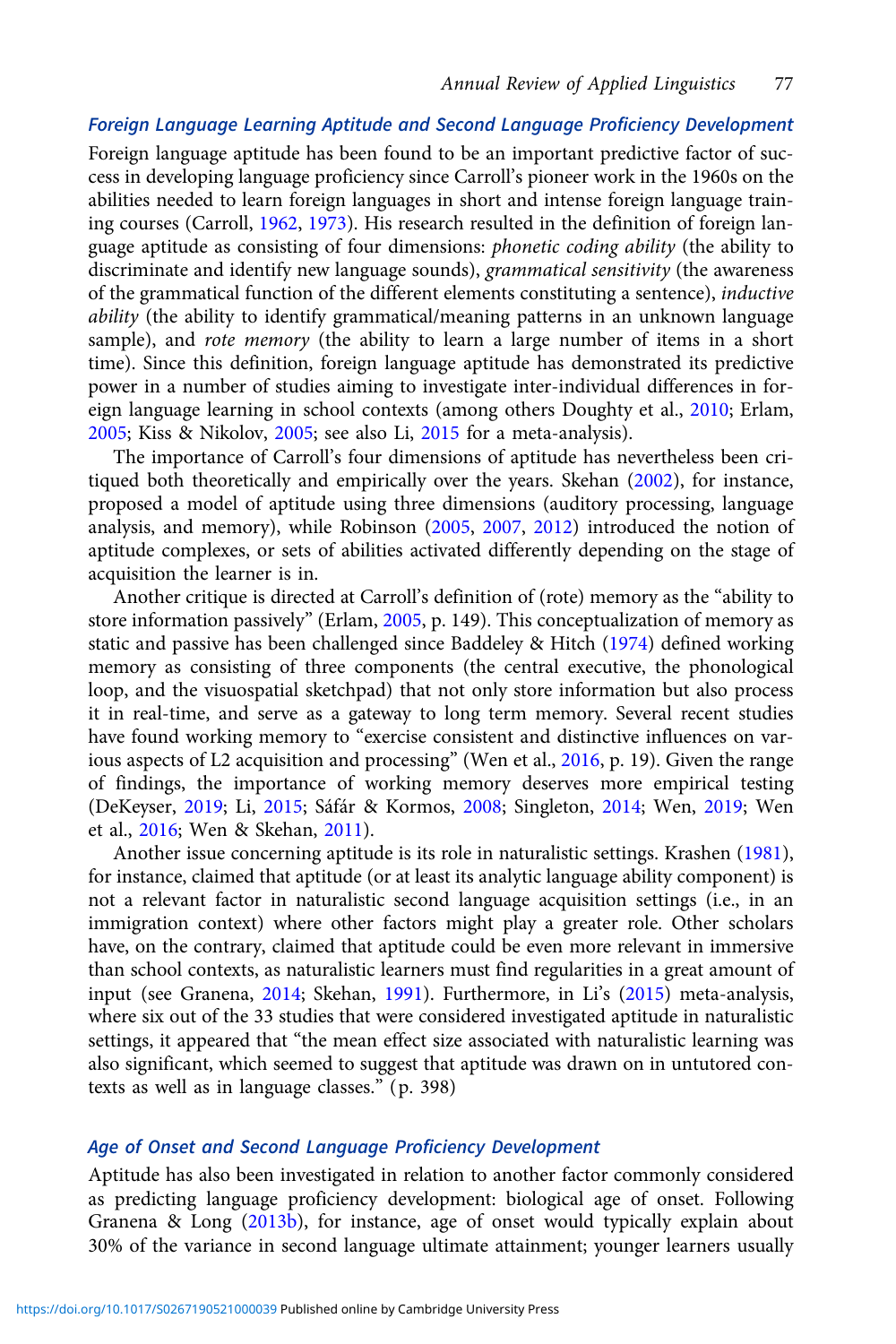### *Foreign Language Learning Aptitude and Second Language Proficiency Development*

Foreign language aptitude has been found to be an important predictive factor of success in developing language proficiency since Carroll's pioneer work in the 1960s on the abilities needed to learn foreign languages in short and intense foreign language training courses (Carroll, 1962, 1973). His research resulted in the definition of foreign language aptitude as consisting of four dimensions: *phonetic coding ability* (the ability to discriminate and identify new language sounds), *grammatical sensitivity* (the awareness of the grammatical function of the different elements constituting a sentence), *inductive ability* (the ability to identify grammatical/meaning patterns in an unknown language sample), and *rote memory* (the ability to learn a large number of items in a short time). Since this definition, foreign language aptitude has demonstrated its predictive power in a number of studies aiming to investigate inter-individual differences in foreign language learning in school contexts (among others Doughty et al., 2010; Erlam, 2005; Kiss & Nikolov, 2005; see also Li, 2015 for a meta-analysis).

The importance of Carroll's four dimensions of aptitude has nevertheless been critiqued both theoretically and empirically over the years. Skehan (2002), for instance, proposed a model of aptitude using three dimensions (auditory processing, language analysis, and memory), while Robinson (2005, 2007, 2012) introduced the notion of aptitude complexes, or sets of abilities activated differently depending on the stage of acquisition the learner is in.

Another critique is directed at Carroll's definition of (rote) memory as the "ability to store information passively" (Erlam, 2005, p. 149). This conceptualization of memory as static and passive has been challenged since Baddeley & Hitch (1974) defined working memory as consisting of three components (the central executive, the phonological loop, and the visuospatial sketchpad) that not only store information but also process it in real-time, and serve as a gateway to long term memory. Several recent studies have found working memory to "exercise consistent and distinctive influences on various aspects of L2 acquisition and processing" (Wen et al., 2016, p. 19). Given the range of findings, the importance of working memory deserves more empirical testing (DeKeyser, 2019; Li, 2015; Sáfár & Kormos, 2008; Singleton, 2014; Wen, 2019; Wen et al., 2016; Wen & Skehan, 2011).

Another issue concerning aptitude is its role in naturalistic settings. Krashen (1981), for instance, claimed that aptitude (or at least its analytic language ability component) is not a relevant factor in naturalistic second language acquisition settings (i.e., in an immigration context) where other factors might play a greater role. Other scholars have, on the contrary, claimed that aptitude could be even more relevant in immersive than school contexts, as naturalistic learners must find regularities in a great amount of input (see Granena, 2014; Skehan, 1991). Furthermore, in Li's (2015) meta-analysis, where six out of the 33 studies that were considered investigated aptitude in naturalistic settings, it appeared that "the mean effect size associated with naturalistic learning was also significant, which seemed to suggest that aptitude was drawn on in untutored contexts as well as in language classes." (p. 398)

### *Age of Onset and Second Language Proficiency Development*

Aptitude has also been investigated in relation to another factor commonly considered as predicting language proficiency development: biological age of onset. Following Granena & Long (2013b), for instance, age of onset would typically explain about 30% of the variance in second language ultimate attainment; younger learners usually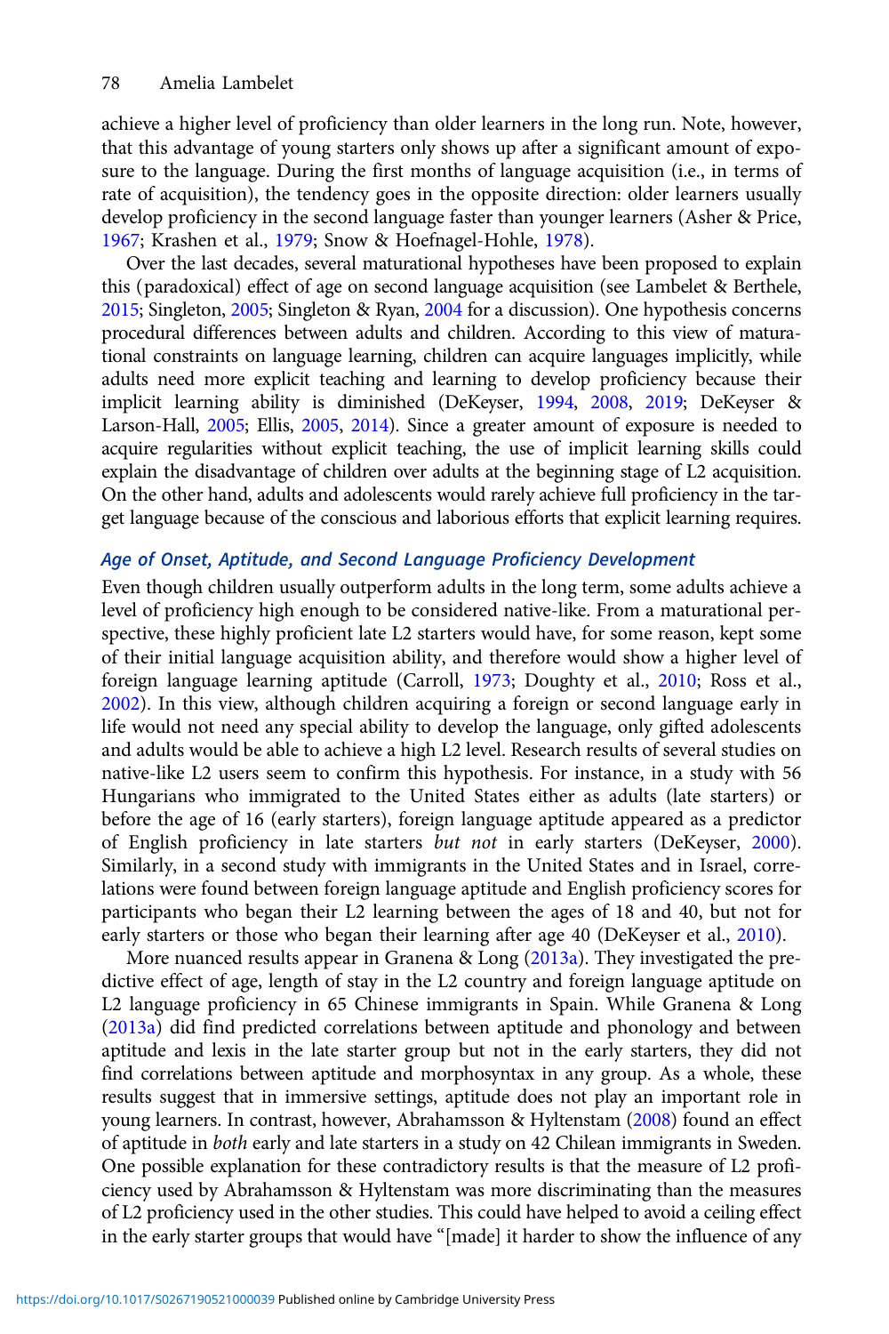achieve a higher level of proficiency than older learners in the long run. Note, however, that this advantage of young starters only shows up after a significant amount of exposure to the language. During the first months of language acquisition (i.e., in terms of rate of acquisition), the tendency goes in the opposite direction: older learners usually develop proficiency in the second language faster than younger learners (Asher & Price, 1967; Krashen et al., 1979; Snow & Hoefnagel-Hohle, 1978).

Over the last decades, several maturational hypotheses have been proposed to explain this (paradoxical) effect of age on second language acquisition (see Lambelet & Berthele, 2015; Singleton, 2005; Singleton & Ryan, 2004 for a discussion). One hypothesis concerns procedural differences between adults and children. According to this view of maturational constraints on language learning, children can acquire languages implicitly, while adults need more explicit teaching and learning to develop proficiency because their implicit learning ability is diminished (DeKeyser, 1994, 2008, 2019; DeKeyser & Larson-Hall, 2005; Ellis, 2005, 2014). Since a greater amount of exposure is needed to acquire regularities without explicit teaching, the use of implicit learning skills could explain the disadvantage of children over adults at the beginning stage of L2 acquisition. On the other hand, adults and adolescents would rarely achieve full proficiency in the target language because of the conscious and laborious efforts that explicit learning requires.

### Age of Onset, Aptitude, and Second Language Proficiency Development

Even though children usually outperform adults in the long term, some adults achieve a level of proficiency high enough to be considered native-like. From a maturational perspective, these highly proficient late L2 starters would have, for some reason, kept some of their initial language acquisition ability, and therefore would show a higher level of foreign language learning aptitude (Carroll, 1973; Doughty et al., 2010; Ross et al., 2002). In this view, although children acquiring a foreign or second language early in life would not need any special ability to develop the language, only gifted adolescents and adults would be able to achieve a high L2 level. Research results of several studies on native-like L2 users seem to confirm this hypothesis. For instance, in a study with 56 Hungarians who immigrated to the United States either as adults (late starters) or before the age of 16 (early starters), foreign language aptitude appeared as a predictor of English proficiency in late starters *but not* in early starters (DeKeyser, 2000). Similarly, in a second study with immigrants in the United States and in Israel, correlations were found between foreign language aptitude and English proficiency scores for participants who began their L2 learning between the ages of 18 and 40, but not for early starters or those who began their learning after age 40 (DeKeyser et al., 2010).

More nuanced results appear in Granena & Long (2013a). They investigated the predictive effect of age, length of stay in the L2 country and foreign language aptitude on L2 language proficiency in 65 Chinese immigrants in Spain. While Granena & Long (2013a) did find predicted correlations between aptitude and phonology and between aptitude and lexis in the late starter group but not in the early starters, they did not find correlations between aptitude and morphosyntax in any group. As a whole, these results suggest that in immersive settings, aptitude does not play an important role in young learners. In contrast, however, Abrahamsson & Hyltenstam (2008) found an effect of aptitude in *both* early and late starters in a study on 42 Chilean immigrants in Sweden. One possible explanation for these contradictory results is that the measure of L2 proficiency used by Abrahamsson & Hyltenstam was more discriminating than the measures of L2 proficiency used in the other studies. This could have helped to avoid a ceiling effect in the early starter groups that would have "[made] it harder to show the influence of any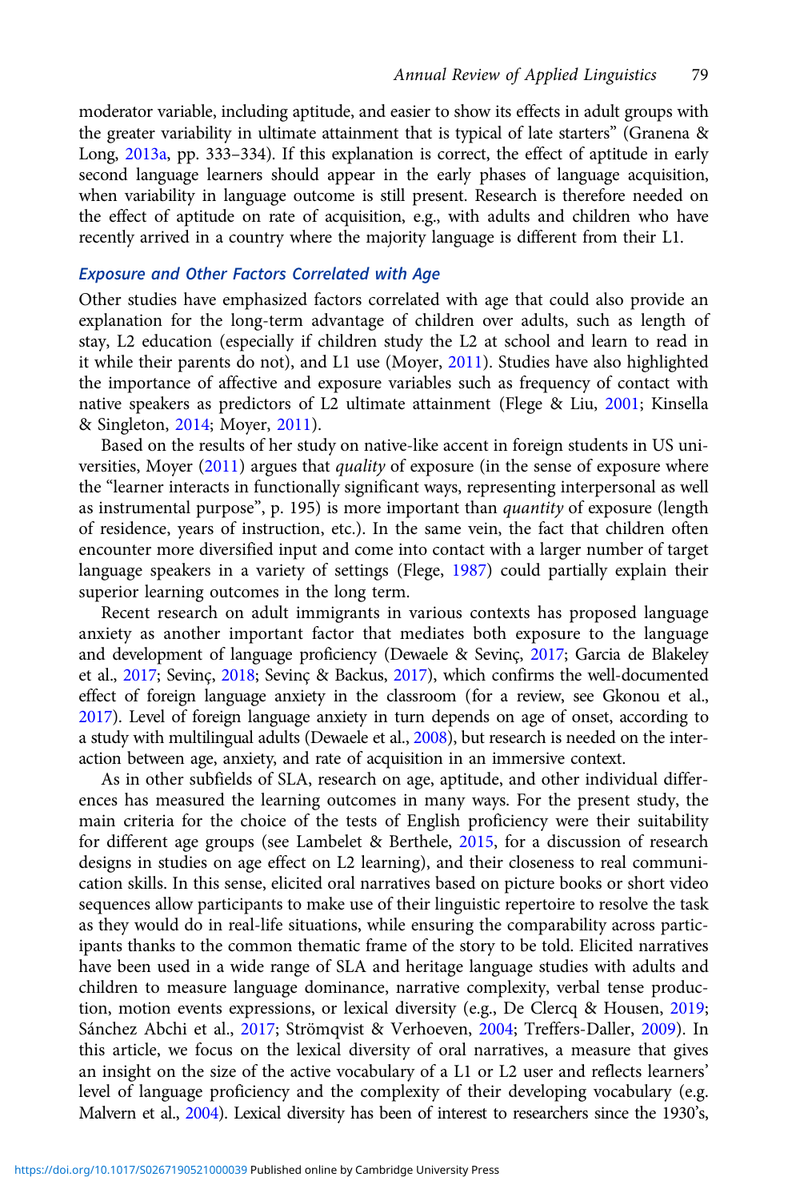moderator variable, including aptitude, and easier to show its effects in adult groups with the greater variability in ultimate attainment that is typical of late starters" (Granena & Long, 2013a, pp. 333–334). If this explanation is correct, the effect of aptitude in early second language learners should appear in the early phases of language acquisition, when variability in language outcome is still present. Research is therefore needed on the effect of aptitude on rate of acquisition, e.g., with adults and children who have recently arrived in a country where the majority language is different from their L1.

### Exposure and Other Factors Correlated with Age

Other studies have emphasized factors correlated with age that could also provide an explanation for the long-term advantage of children over adults, such as length of stay, L2 education (especially if children study the L2 at school and learn to read in it while their parents do not), and L1 use (Moyer, 2011). Studies have also highlighted the importance of affective and exposure variables such as frequency of contact with native speakers as predictors of L2 ultimate attainment (Flege & Liu, 2001; Kinsella & Singleton, 2014; Moyer, 2011).

Based on the results of her study on native-like accent in foreign students in US universities, Moyer (2011) argues that *quality* of exposure (in the sense of exposure where the "learner interacts in functionally significant ways, representing interpersonal as well as instrumental purpose", p. 195) is more important than *quantity* of exposure (length of residence, years of instruction, etc.). In the same vein, the fact that children often encounter more diversified input and come into contact with a larger number of target language speakers in a variety of settings (Flege, 1987) could partially explain their superior learning outcomes in the long term.

Recent research on adult immigrants in various contexts has proposed language anxiety as another important factor that mediates both exposure to the language and development of language proficiency (Dewaele & Sevinç, 2017; Garcia de Blakeley et al., 2017; Sevinç, 2018; Sevinç & Backus, 2017), which confirms the well-documented effect of foreign language anxiety in the classroom (for a review, see Gkonou et al., 2017). Level of foreign language anxiety in turn depends on age of onset, according to a study with multilingual adults (Dewaele et al., 2008), but research is needed on the interaction between age, anxiety, and rate of acquisition in an immersive context.

As in other subfields of SLA, research on age, aptitude, and other individual differences has measured the learning outcomes in many ways. For the present study, the main criteria for the choice of the tests of English proficiency were their suitability for different age groups (see Lambelet & Berthele, 2015, for a discussion of research designs in studies on age effect on L2 learning), and their closeness to real communication skills. In this sense, elicited oral narratives based on picture books or short video sequences allow participants to make use of their linguistic repertoire to resolve the task as they would do in real-life situations, while ensuring the comparability across participants thanks to the common thematic frame of the story to be told. Elicited narratives have been used in a wide range of SLA and heritage language studies with adults and children to measure language dominance, narrative complexity, verbal tense production, motion events expressions, or lexical diversity (e.g., De Clercq & Housen, 2019; Sánchez Abchi et al., 2017; Strömqvist & Verhoeven, 2004; Treffers-Daller, 2009). In this article, we focus on the lexical diversity of oral narratives, a measure that gives an insight on the size of the active vocabulary of a L1 or L2 user and reflects learners' level of language proficiency and the complexity of their developing vocabulary (e.g. Malvern et al., 2004). Lexical diversity has been of interest to researchers since the 1930's,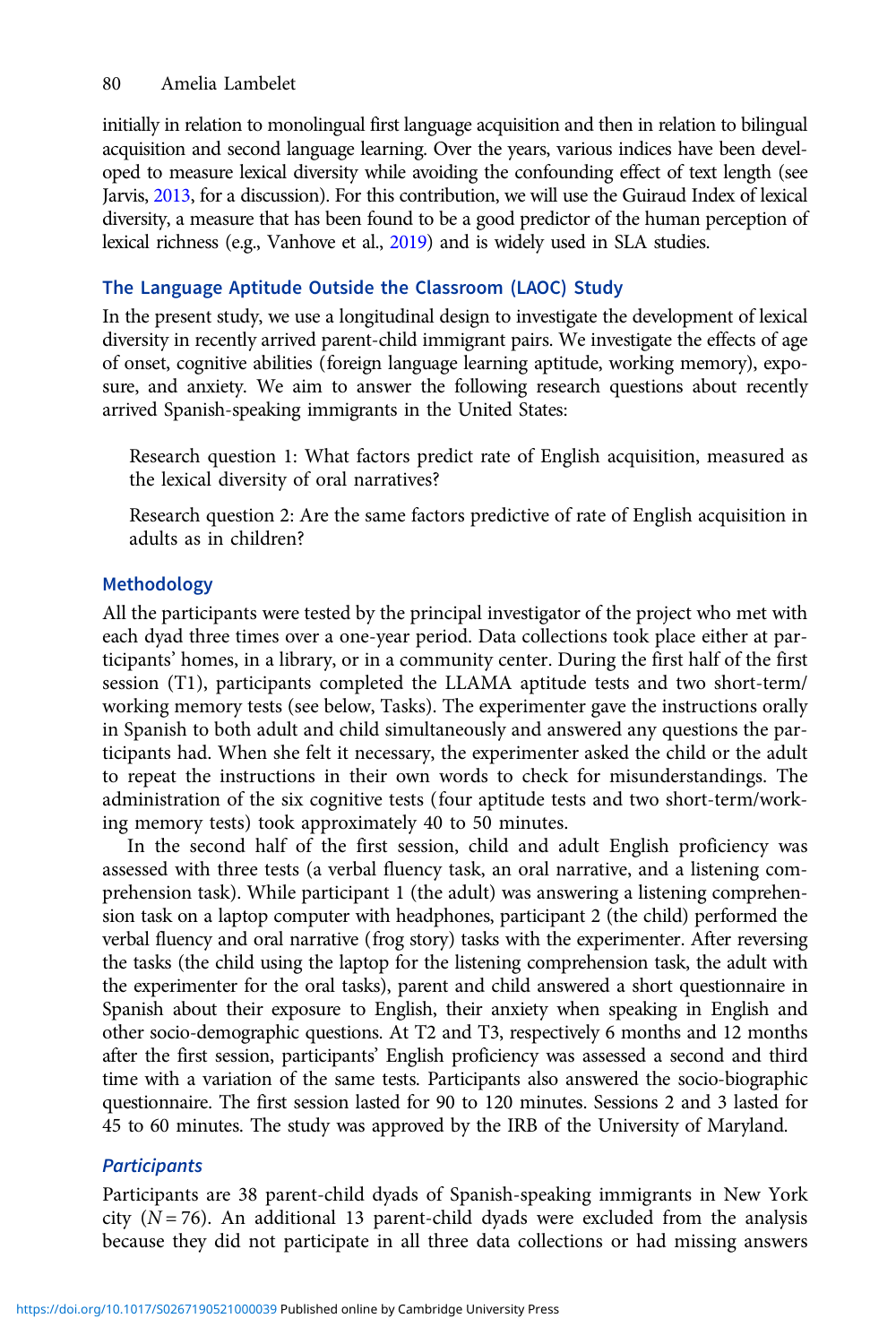initially in relation to monolingual first language acquisition and then in relation to bilingual acquisition and second language learning. Over the years, various indices have been developed to measure lexical diversity while avoiding the confounding effect of text length (see Jarvis, 2013, for a discussion). For this contribution, we will use the Guiraud Index of lexical diversity, a measure that has been found to be a good predictor of the human perception of lexical richness (e.g., Vanhove et al., 2019) and is widely used in SLA studies.

## The Language Aptitude Outside the Classroom (LAOC) Study

In the present study, we use a longitudinal design to investigate the development of lexical diversity in recently arrived parent-child immigrant pairs. We investigate the effects of age of onset, cognitive abilities (foreign language learning aptitude, working memory), exposure, and anxiety. We aim to answer the following research questions about recently arrived Spanish-speaking immigrants in the United States:

> Research question 1: What factors predict rate of English acquisition, measured as the lexical diversity of oral narratives?
>
> Research question 2: Are the same factors predictive of rate of English acquisition in adults as in children?

## Methodology

All the participants were tested by the principal investigator of the project who met with each dyad three times over a one-year period. Data collections took place either at participants' homes, in a library, or in a community center. During the first half of the first session (T1), participants completed the LLAMA aptitude tests and two short-term/working memory tests (see below, Tasks). The experimenter gave the instructions orally in Spanish to both adult and child simultaneously and answered any questions the participants had. When she felt it necessary, the experimenter asked the child or the adult to repeat the instructions in their own words to check for misunderstandings. The administration of the six cognitive tests (four aptitude tests and two short-term/working memory tests) took approximately 40 to 50 minutes.

In the second half of the first session, child and adult English proficiency was assessed with three tests (a verbal fluency task, an oral narrative, and a listening comprehension task). While participant 1 (the adult) was answering a listening comprehension task on a laptop computer with headphones, participant 2 (the child) performed the verbal fluency and oral narrative (frog story) tasks with the experimenter. After reversing the tasks (the child using the laptop for the listening comprehension task, the adult with the experimenter for the oral tasks), parent and child answered a short questionnaire in Spanish about their exposure to English, their anxiety when speaking in English and other socio-demographic questions. At T2 and T3, respectively 6 months and 12 months after the first session, participants' English proficiency was assessed a second and third time with a variation of the same tests. Participants also answered the socio-biographic questionnaire. The first session lasted for 90 to 120 minutes. Sessions 2 and 3 lasted for 45 to 60 minutes. The study was approved by the IRB of the University of Maryland.

### *Participants*

Participants are 38 parent-child dyads of Spanish-speaking immigrants in New York city ($N = 76$). An additional 13 parent-child dyads were excluded from the analysis because they did not participate in all three data collections or had missing answers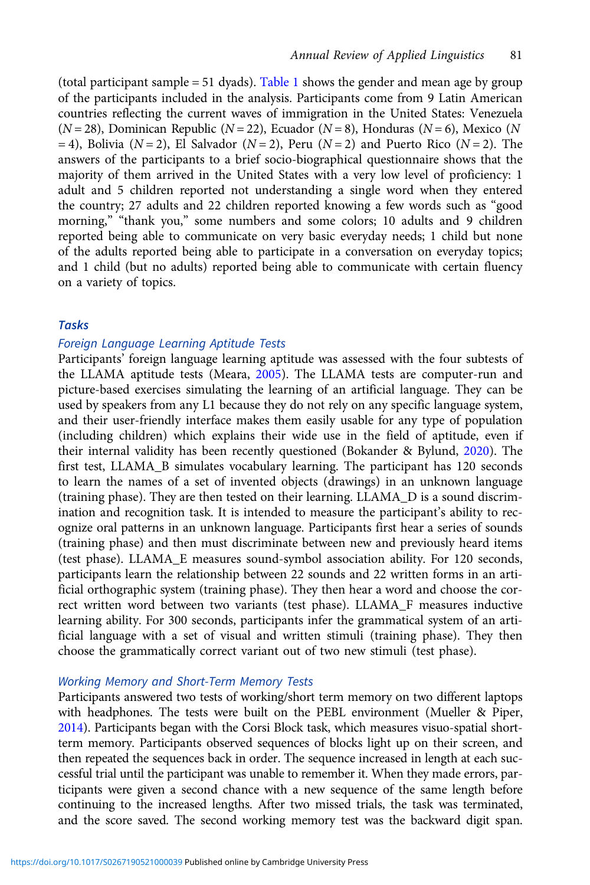(total participant sample = 51 dyads). Table 1 shows the gender and mean age by group of the participants included in the analysis. Participants come from 9 Latin American countries reflecting the current waves of immigration in the United States: Venezuela ($N = 28$), Dominican Republic ($N = 22$), Ecuador ($N = 8$), Honduras ($N = 6$), Mexico ($N = 4$), Bolivia ($N = 2$), El Salvador ($N = 2$), Peru ($N = 2$) and Puerto Rico ($N = 2$). The answers of the participants to a brief socio-biographical questionnaire shows that the majority of them arrived in the United States with a very low level of proficiency: 1 adult and 5 children reported not understanding a single word when they entered the country; 27 adults and 22 children reported knowing a few words such as "good morning," "thank you," some numbers and some colors; 10 adults and 9 children reported being able to communicate on very basic everyday needs; 1 child but none of the adults reported being able to participate in a conversation on everyday topics; and 1 child (but no adults) reported being able to communicate with certain fluency on a variety of topics.

### Tasks

#### Foreign Language Learning Aptitude Tests

Participants' foreign language learning aptitude was assessed with the four subtests of the LLAMA aptitude tests (Meara, 2005). The LLAMA tests are computer-run and picture-based exercises simulating the learning of an artificial language. They can be used by speakers from any L1 because they do not rely on any specific language system, and their user-friendly interface makes them easily usable for any type of population (including children) which explains their wide use in the field of aptitude, even if their internal validity has been recently questioned (Bokander & Bylund, 2020). The first test, LLAMA_B simulates vocabulary learning. The participant has 120 seconds to learn the names of a set of invented objects (drawings) in an unknown language (training phase). They are then tested on their learning. LLAMA_D is a sound discrimination and recognition task. It is intended to measure the participant's ability to recognize oral patterns in an unknown language. Participants first hear a series of sounds (training phase) and then must discriminate between new and previously heard items (test phase). LLAMA_E measures sound-symbol association ability. For 120 seconds, participants learn the relationship between 22 sounds and 22 written forms in an artificial orthographic system (training phase). They then hear a word and choose the correct written word between two variants (test phase). LLAMA_F measures inductive learning ability. For 300 seconds, participants infer the grammatical system of an artificial language with a set of visual and written stimuli (training phase). They then choose the grammatically correct variant out of two new stimuli (test phase).

#### Working Memory and Short-Term Memory Tests

Participants answered two tests of working/short term memory on two different laptops with headphones. The tests were built on the PEBL environment (Mueller & Piper, 2014). Participants began with the Corsi Block task, which measures visuo-spatial short-term memory. Participants observed sequences of blocks light up on their screen, and then repeated the sequences back in order. The sequence increased in length at each successful trial until the participant was unable to remember it. When they made errors, participants were given a second chance with a new sequence of the same length before continuing to the increased lengths. After two missed trials, the task was terminated, and the score saved. The second working memory test was the backward digit span.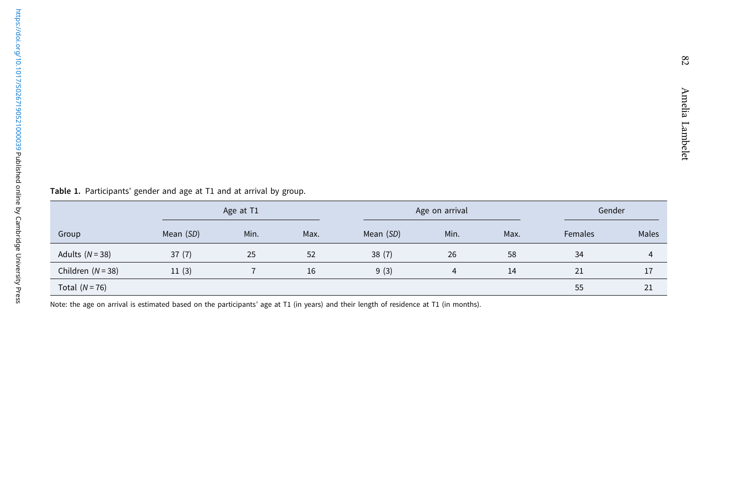**Table 1.** Participants' gender and age at T1 and at arrival by group.

| Group | Age at T1 | | | Age on arrival | | | Gender | |
|---|---|---|---|---|---|---|---|---|
| | Mean (*SD*) | Min. | Max. | Mean (*SD*) | Min. | Max. | Females | Males |
| Adults (*N* = 38) | 37 (7) | 25 | 52 | 38 (7) | 26 | 58 | 34 | 4 |
| Children (*N* = 38) | 11 (3) | 7 | 16 | 9 (3) | 4 | 14 | 21 | 17 |
| Total (*N* = 76) | | | | | | | 55 | 21 |

Note: the age on arrival is estimated based on the participants' age at T1 (in years) and their length of residence at T1 (in months).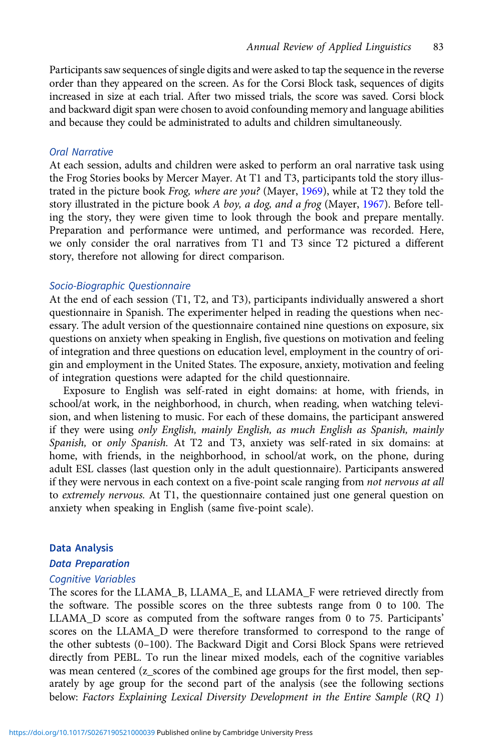Participants saw sequences of single digits and were asked to tap the sequence in the reverse order than they appeared on the screen. As for the Corsi Block task, sequences of digits increased in size at each trial. After two missed trials, the score was saved. Corsi block and backward digit span were chosen to avoid confounding memory and language abilities and because they could be administrated to adults and children simultaneously.

#### *Oral Narrative*

At each session, adults and children were asked to perform an oral narrative task using the Frog Stories books by Mercer Mayer. At T1 and T3, participants told the story illustrated in the picture book *Frog, where are you?* (Mayer, 1969), while at T2 they told the story illustrated in the picture book *A boy, a dog, and a frog* (Mayer, 1967). Before telling the story, they were given time to look through the book and prepare mentally. Preparation and performance were untimed, and performance was recorded. Here, we only consider the oral narratives from T1 and T3 since T2 pictured a different story, therefore not allowing for direct comparison.

#### *Socio-Biographic Questionnaire*

At the end of each session (T1, T2, and T3), participants individually answered a short questionnaire in Spanish. The experimenter helped in reading the questions when necessary. The adult version of the questionnaire contained nine questions on exposure, six questions on anxiety when speaking in English, five questions on motivation and feeling of integration and three questions on education level, employment in the country of origin and employment in the United States. The exposure, anxiety, motivation and feeling of integration questions were adapted for the child questionnaire.

Exposure to English was self-rated in eight domains: at home, with friends, in school/at work, in the neighborhood, in church, when reading, when watching television, and when listening to music. For each of these domains, the participant answered if they were using *only English, mainly English, as much English as Spanish, mainly Spanish,* or *only Spanish.* At T2 and T3, anxiety was self-rated in six domains: at home, with friends, in the neighborhood, in school/at work, on the phone, during adult ESL classes (last question only in the adult questionnaire). Participants answered if they were nervous in each context on a five-point scale ranging from *not nervous at all* to *extremely nervous.* At T1, the questionnaire contained just one general question on anxiety when speaking in English (same five-point scale).

## Data Analysis

### *Data Preparation*

#### *Cognitive Variables*

The scores for the LLAMA_B, LLAMA_E, and LLAMA_F were retrieved directly from the software. The possible scores on the three subtests range from 0 to 100. The LLAMA_D score as computed from the software ranges from 0 to 75. Participants' scores on the LLAMA_D were therefore transformed to correspond to the range of the other subtests (0–100). The Backward Digit and Corsi Block Spans were retrieved directly from PEBL. To run the linear mixed models, each of the cognitive variables was mean centered (z_scores of the combined age groups for the first model, then separately by age group for the second part of the analysis (see the following sections below: *Factors Explaining Lexical Diversity Development in the Entire Sample* (*RQ 1*)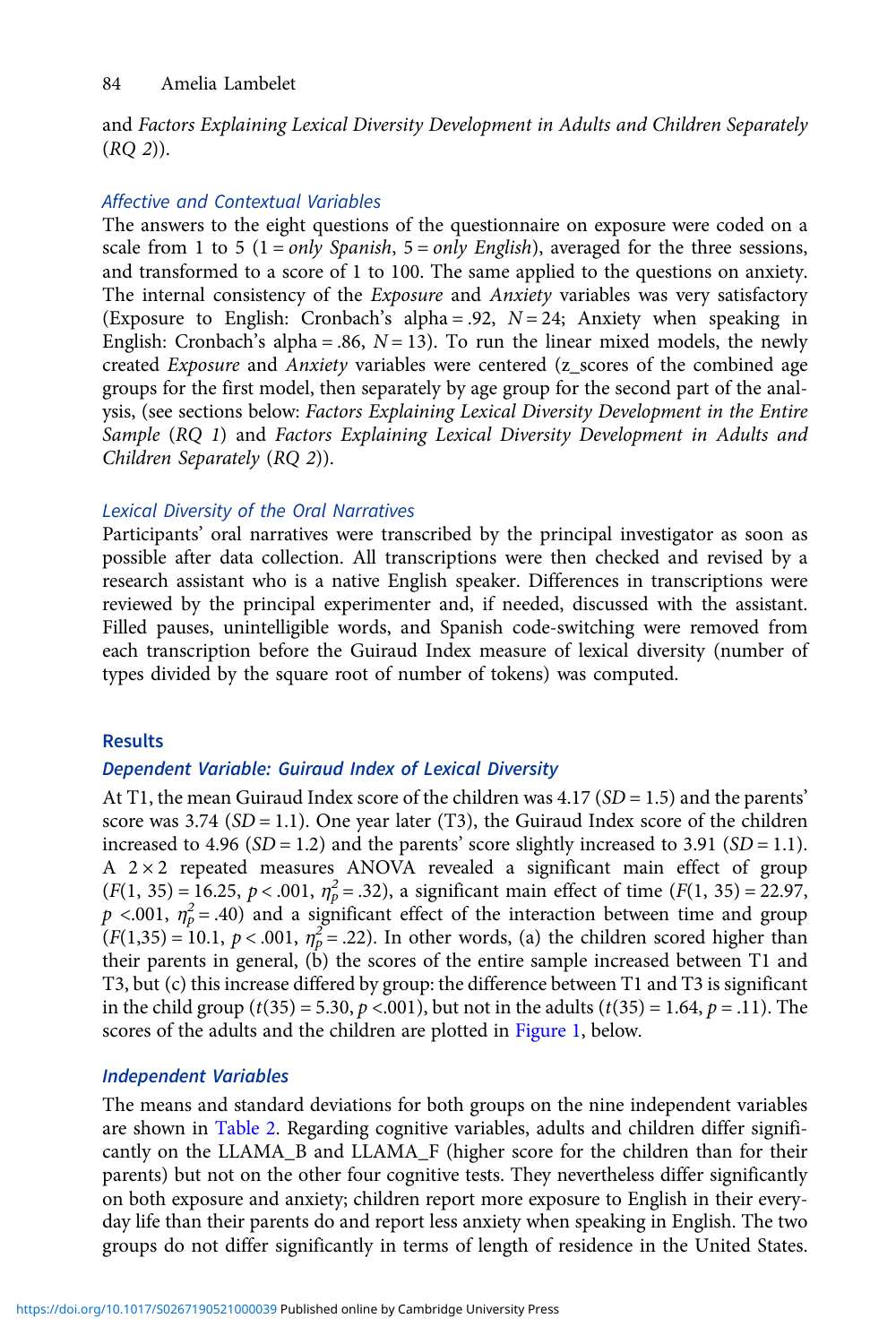and *Factors Explaining Lexical Diversity Development in Adults and Children Separately* (*RQ 2*)).

### *Affective and Contextual Variables*

The answers to the eight questions of the questionnaire on exposure were coded on a scale from 1 to 5 (1 = *only Spanish*, 5 = *only English*), averaged for the three sessions, and transformed to a score of 1 to 100. The same applied to the questions on anxiety. The internal consistency of the *Exposure* and *Anxiety* variables was very satisfactory (Exposure to English: Cronbach's alpha = .92, $N = 24$; Anxiety when speaking in English: Cronbach's alpha = .86, $N = 13$). To run the linear mixed models, the newly created *Exposure* and *Anxiety* variables were centered (z_scores of the combined age groups for the first model, then separately by age group for the second part of the analysis, (see sections below: *Factors Explaining Lexical Diversity Development in the Entire Sample* (*RQ 1*) and *Factors Explaining Lexical Diversity Development in Adults and Children Separately* (*RQ 2*)).

### *Lexical Diversity of the Oral Narratives*

Participants' oral narratives were transcribed by the principal investigator as soon as possible after data collection. All transcriptions were then checked and revised by a research assistant who is a native English speaker. Differences in transcriptions were reviewed by the principal experimenter and, if needed, discussed with the assistant. Filled pauses, unintelligible words, and Spanish code-switching were removed from each transcription before the Guiraud Index measure of lexical diversity (number of types divided by the square root of number of tokens) was computed.

## Results

### *Dependent Variable: Guiraud Index of Lexical Diversity*

At T1, the mean Guiraud Index score of the children was 4.17 ($SD = 1.5$) and the parents' score was 3.74 ($SD = 1.1$). One year later (T3), the Guiraud Index score of the children increased to 4.96 ($SD = 1.2$) and the parents' score slightly increased to 3.91 ($SD = 1.1$). A 2 × 2 repeated measures ANOVA revealed a significant main effect of group ($F(1, 35) = 16.25$, $p < .001$, $\eta_p^2 = .32$), a significant main effect of time ($F(1, 35) = 22.97$, $p < .001$, $\eta_p^2 = .40$) and a significant effect of the interaction between time and group ($F(1,35) = 10.1$, $p < .001$, $\eta_p^2 = .22$). In other words, (a) the children scored higher than their parents in general, (b) the scores of the entire sample increased between T1 and T3, but (c) this increase differed by group: the difference between T1 and T3 is significant in the child group ($t(35) = 5.30$, $p < .001$), but not in the adults ($t(35) = 1.64$, $p = .11$). The scores of the adults and the children are plotted in Figure 1, below.

### *Independent Variables*

The means and standard deviations for both groups on the nine independent variables are shown in Table 2. Regarding cognitive variables, adults and children differ significantly on the LLAMA_B and LLAMA_F (higher score for the children than for their parents) but not on the other four cognitive tests. They nevertheless differ significantly on both exposure and anxiety; children report more exposure to English in their everyday life than their parents do and report less anxiety when speaking in English. The two groups do not differ significantly in terms of length of residence in the United States.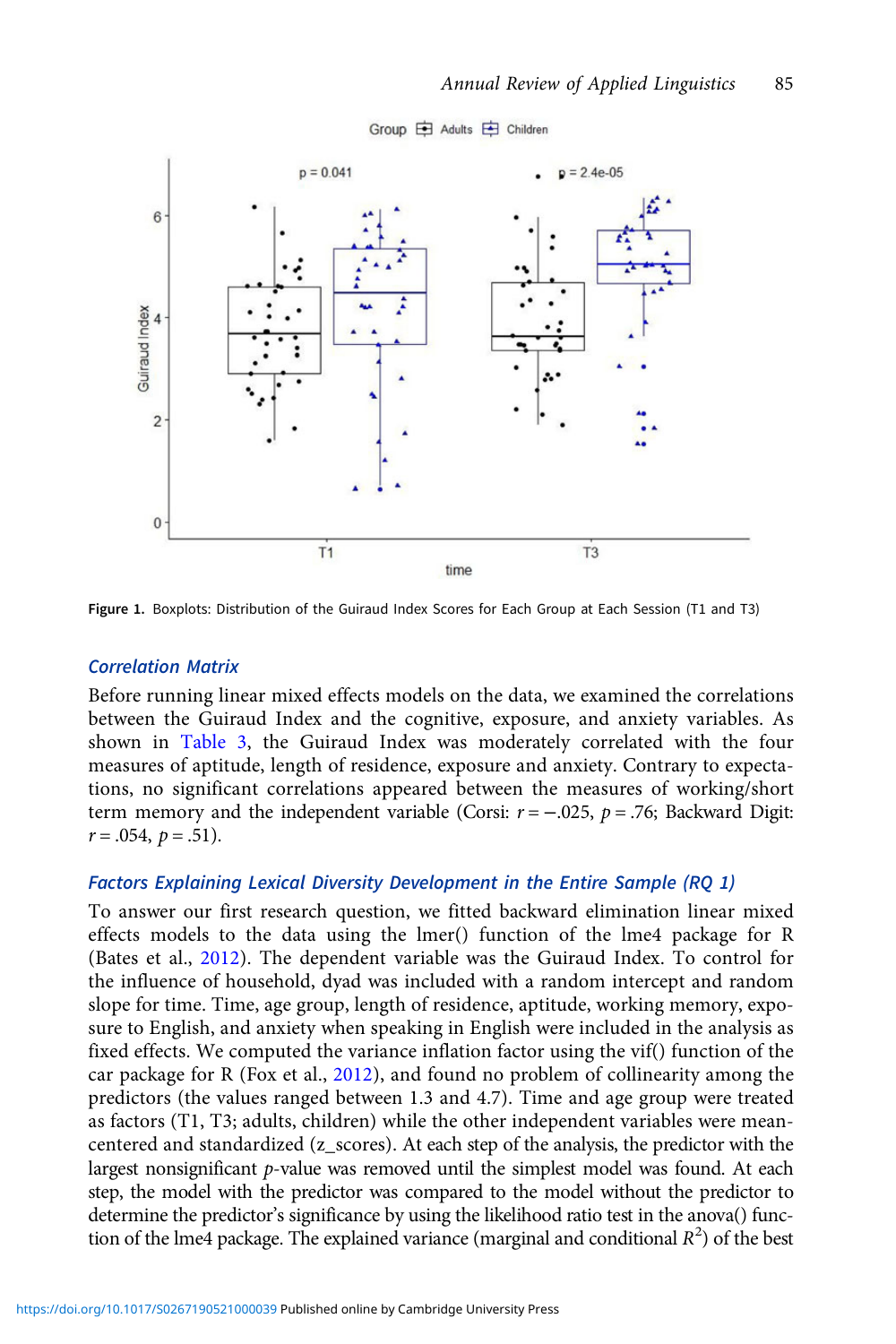Figure 1. Boxplots: Distribution of the Guiraud Index Scores for Each Group at Each Session (T1 and T3)

### *Correlation Matrix*

Before running linear mixed effects models on the data, we examined the correlations between the Guiraud Index and the cognitive, exposure, and anxiety variables. As shown in Table 3, the Guiraud Index was moderately correlated with the four measures of aptitude, length of residence, exposure and anxiety. Contrary to expectations, no significant correlations appeared between the measures of working/short term memory and the independent variable (Corsi: $r = -.025$, $p = .76$; Backward Digit: $r = .054$, $p = .51$).

### *Factors Explaining Lexical Diversity Development in the Entire Sample (RQ 1)*

To answer our first research question, we fitted backward elimination linear mixed effects models to the data using the lmer() function of the lme4 package for R (Bates et al., 2012). The dependent variable was the Guiraud Index. To control for the influence of household, dyad was included with a random intercept and random slope for time. Time, age group, length of residence, aptitude, working memory, exposure to English, and anxiety when speaking in English were included in the analysis as fixed effects. We computed the variance inflation factor using the vif() function of the car package for R (Fox et al., 2012), and found no problem of collinearity among the predictors (the values ranged between 1.3 and 4.7). Time and age group were treated as factors (T1, T3; adults, children) while the other independent variables were mean-centered and standardized (z_scores). At each step of the analysis, the predictor with the largest nonsignificant $p$-value was removed until the simplest model was found. At each step, the model with the predictor was compared to the model without the predictor to determine the predictor's significance by using the likelihood ratio test in the anova() function of the lme4 package. The explained variance (marginal and conditional $R^2$) of the best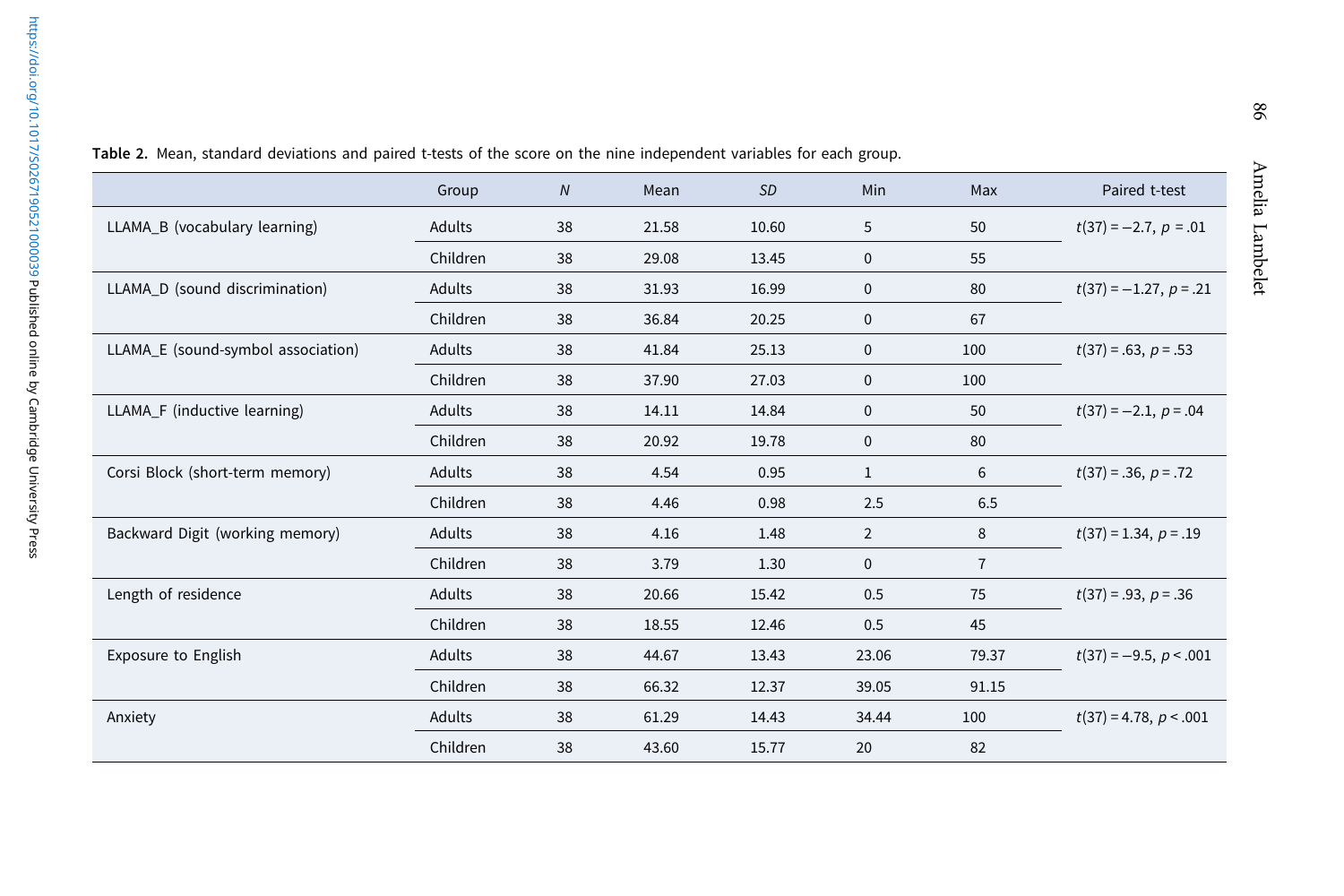**Table 2.** Mean, standard deviations and paired t-tests of the score on the nine independent variables for each group.

| | Group | *N* | Mean | *SD* | Min | Max | Paired t-test |
|---|---|---|---|---|---|---|---|
| LLAMA_B (vocabulary learning) | Adults | 38 | 21.58 | 10.60 | 5 | 50 | $t(37) = -2.7$, $p = .01$ |
| | Children | 38 | 29.08 | 13.45 | 0 | 55 | |
| LLAMA_D (sound discrimination) | Adults | 38 | 31.93 | 16.99 | 0 | 80 | $t(37) = -1.27$, $p = .21$ |
| | Children | 38 | 36.84 | 20.25 | 0 | 67 | |
| LLAMA_E (sound-symbol association) | Adults | 38 | 41.84 | 25.13 | 0 | 100 | $t(37) = .63$, $p = .53$ |
| | Children | 38 | 37.90 | 27.03 | 0 | 100 | |
| LLAMA_F (inductive learning) | Adults | 38 | 14.11 | 14.84 | 0 | 50 | $t(37) = -2.1$, $p = .04$ |
| | Children | 38 | 20.92 | 19.78 | 0 | 80 | |
| Corsi Block (short-term memory) | Adults | 38 | 4.54 | 0.95 | 1 | 6 | $t(37) = .36$, $p = .72$ |
| | Children | 38 | 4.46 | 0.98 | 2.5 | 6.5 | |
| Backward Digit (working memory) | Adults | 38 | 4.16 | 1.48 | 2 | 8 | $t(37) = 1.34$, $p = .19$ |
| | Children | 38 | 3.79 | 1.30 | 0 | 7 | |
| Length of residence | Adults | 38 | 20.66 | 15.42 | 0.5 | 75 | $t(37) = .93$, $p = .36$ |
| | Children | 38 | 18.55 | 12.46 | 0.5 | 45 | |
| Exposure to English | Adults | 38 | 44.67 | 13.43 | 23.06 | 79.37 | $t(37) = -9.5$, $p < .001$ |
| | Children | 38 | 66.32 | 12.37 | 39.05 | 91.15 | |
| Anxiety | Adults | 38 | 61.29 | 14.43 | 34.44 | 100 | $t(37) = 4.78$, $p < .001$ |
| | Children | 38 | 43.60 | 15.77 | 20 | 82 | |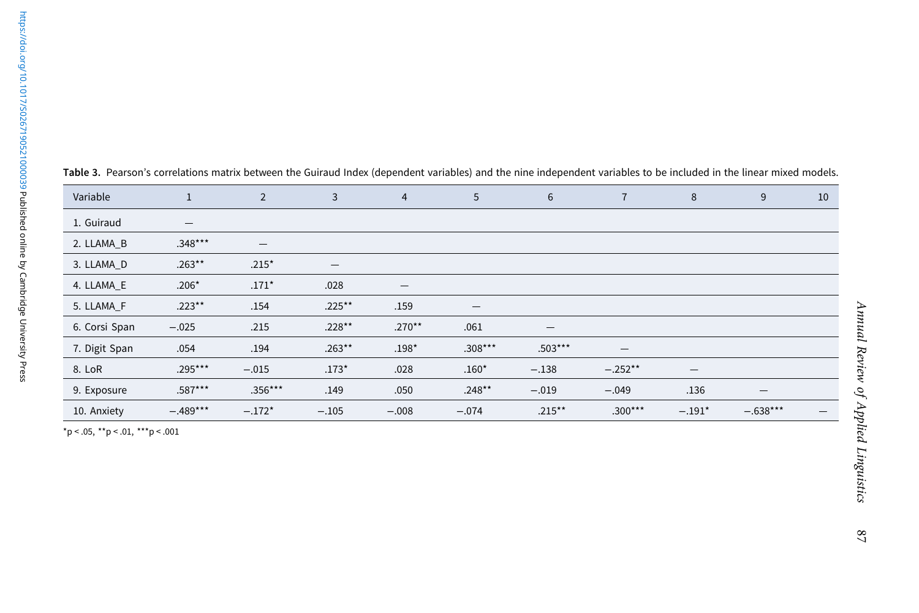**Table 3.** Pearson's correlations matrix between the Guiraud Index (dependent variables) and the nine independent variables to be included in the linear mixed models.

| Variable | 1 | 2 | 3 | 4 | 5 | 6 | 7 | 8 | 9 | 10 |
|---|---|---|---|---|---|---|---|---|---|---|
| 1. Guiraud | — | | | | | | | | | |
| 2. LLAMA_B | .348*** | — | | | | | | | | |
| 3. LLAMA_D | .263** | .215* | — | | | | | | | |
| 4. LLAMA_E | .206* | .171* | .028 | — | | | | | | |
| 5. LLAMA_F | .223** | .154 | .225** | .159 | — | | | | | |
| 6. Corsi Span | −.025 | .215 | .228** | .270** | .061 | — | | | | |
| 7. Digit Span | .054 | .194 | .263** | .198* | .308*** | .503*** | — | | | |
| 8. LoR | .295*** | −.015 | .173* | .028 | .160* | −.138 | −.252** | — | | |
| 9. Exposure | .587*** | .356*** | .149 | .050 | .248** | −.019 | −.049 | .136 | — | |
| 10. Anxiety | −.489*** | −.172* | −.105 | −.008 | −.074 | .215** | .300*** | −.191* | −.638*** | — |

*p < .05, **p < .01, ***p < .001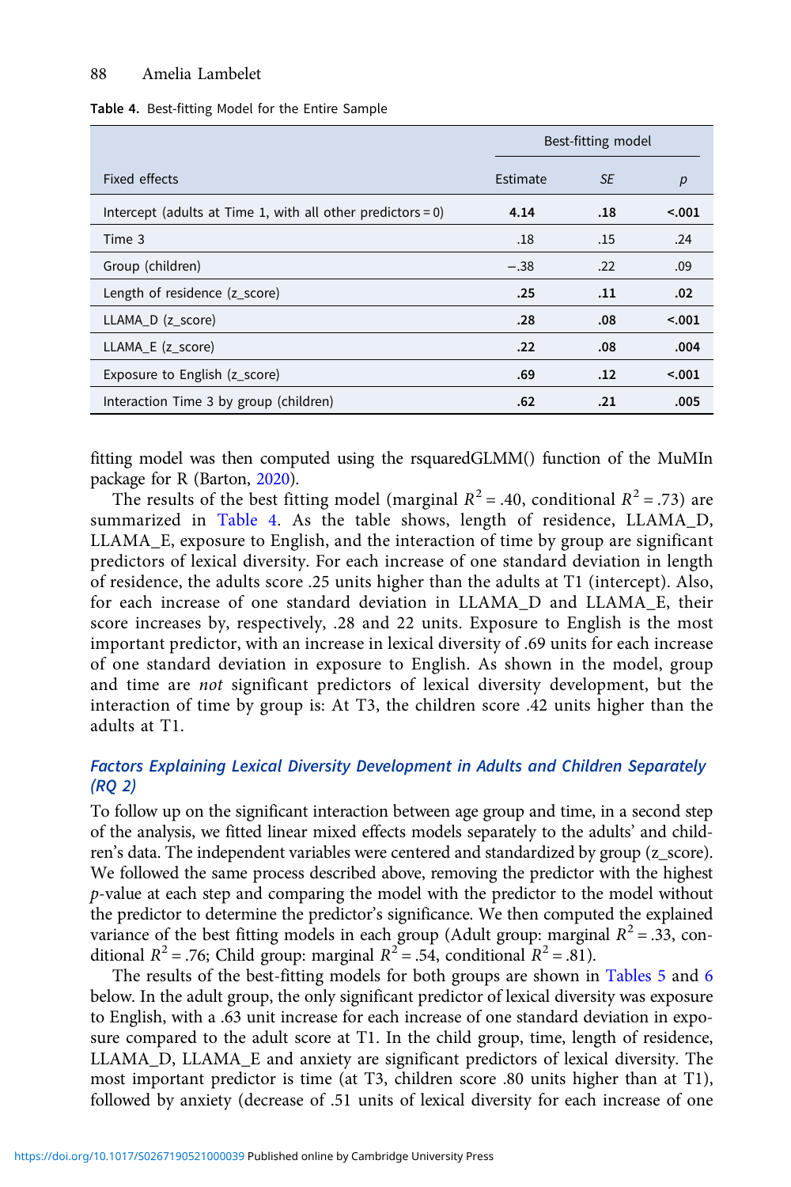Table 4. Best-fitting Model for the Entire Sample

| Fixed effects | Best-fitting model | | |
|---|---|---|---|
| | Estimate | *SE* | *p* |
| Intercept (adults at Time 1, with all other predictors = 0) | **4.14** | **.18** | **<.001** |
| Time 3 | .18 | .15 | .24 |
| Group (children) | −.38 | .22 | .09 |
| Length of residence (z_score) | **.25** | **.11** | **.02** |
| LLAMA_D (z_score) | **.28** | **.08** | **<.001** |
| LLAMA_E (z_score) | **.22** | **.08** | **.004** |
| Exposure to English (z_score) | **.69** | **.12** | **<.001** |
| Interaction Time 3 by group (children) | **.62** | **.21** | **.005** |

fitting model was then computed using the rsquaredGLMM() function of the MuMIn package for R (Barton, 2020).

The results of the best fitting model (marginal $R^2 = .40$, conditional $R^2 = .73$) are summarized in Table 4. As the table shows, length of residence, LLAMA_D, LLAMA_E, exposure to English, and the interaction of time by group are significant predictors of lexical diversity. For each increase of one standard deviation in length of residence, the adults score .25 units higher than the adults at T1 (intercept). Also, for each increase of one standard deviation in LLAMA_D and LLAMA_E, their score increases by, respectively, .28 and 22 units. Exposure to English is the most important predictor, with an increase in lexical diversity of .69 units for each increase of one standard deviation in exposure to English. As shown in the model, group and time are *not* significant predictors of lexical diversity development, but the interaction of time by group is: At T3, the children score .42 units higher than the adults at T1.

### *Factors Explaining Lexical Diversity Development in Adults and Children Separately (RQ 2)*

To follow up on the significant interaction between age group and time, in a second step of the analysis, we fitted linear mixed effects models separately to the adults' and children's data. The independent variables were centered and standardized by group (z_score). We followed the same process described above, removing the predictor with the highest *p*-value at each step and comparing the model with the predictor to the model without the predictor to determine the predictor's significance. We then computed the explained variance of the best fitting models in each group (Adult group: marginal $R^2 = .33$, conditional $R^2 = .76$; Child group: marginal $R^2 = .54$, conditional $R^2 = .81$).

The results of the best-fitting models for both groups are shown in Tables 5 and 6 below. In the adult group, the only significant predictor of lexical diversity was exposure to English, with a .63 unit increase for each increase of one standard deviation in exposure compared to the adult score at T1. In the child group, time, length of residence, LLAMA_D, LLAMA_E and anxiety are significant predictors of lexical diversity. The most important predictor is time (at T3, children score .80 units higher than at T1), followed by anxiety (decrease of .51 units of lexical diversity for each increase of one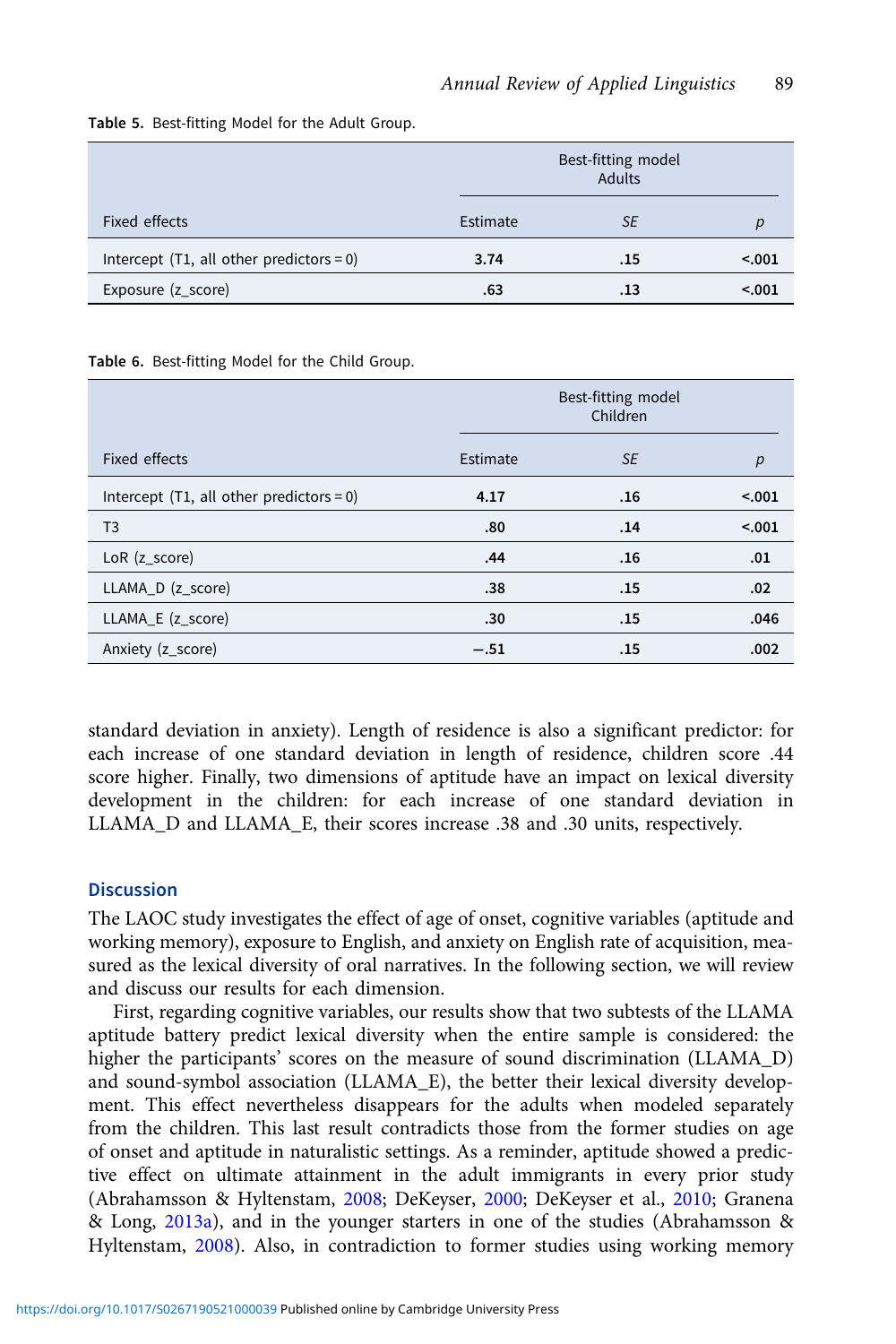**Table 5.** Best-fitting Model for the Adult Group.

| | Best-fitting model Adults | | |
|---|---|---|---|
| Fixed effects | Estimate | *SE* | *p* |
| Intercept (T1, all other predictors = 0) | **3.74** | **.15** | **<.001** |
| Exposure (z_score) | **.63** | **.13** | **<.001** |

**Table 6.** Best-fitting Model for the Child Group.

| | Best-fitting model Children | | |
|---|---|---|---|
| Fixed effects | Estimate | *SE* | *p* |
| Intercept (T1, all other predictors = 0) | **4.17** | **.16** | **<.001** |
| T3 | **.80** | **.14** | **<.001** |
| LoR (z_score) | **.44** | **.16** | **.01** |
| LLAMA_D (z_score) | **.38** | **.15** | **.02** |
| LLAMA_E (z_score) | **.30** | **.15** | **.046** |
| Anxiety (z_score) | **−.51** | **.15** | **.002** |

standard deviation in anxiety). Length of residence is also a significant predictor: for each increase of one standard deviation in length of residence, children score .44 score higher. Finally, two dimensions of aptitude have an impact on lexical diversity development in the children: for each increase of one standard deviation in LLAMA_D and LLAMA_E, their scores increase .38 and .30 units, respectively.

## Discussion

The LAOC study investigates the effect of age of onset, cognitive variables (aptitude and working memory), exposure to English, and anxiety on English rate of acquisition, measured as the lexical diversity of oral narratives. In the following section, we will review and discuss our results for each dimension.

First, regarding cognitive variables, our results show that two subtests of the LLAMA aptitude battery predict lexical diversity when the entire sample is considered: the higher the participants' scores on the measure of sound discrimination (LLAMA_D) and sound-symbol association (LLAMA_E), the better their lexical diversity development. This effect nevertheless disappears for the adults when modeled separately from the children. This last result contradicts those from the former studies on age of onset and aptitude in naturalistic settings. As a reminder, aptitude showed a predictive effect on ultimate attainment in the adult immigrants in every prior study (Abrahamsson & Hyltenstam, 2008; DeKeyser, 2000; DeKeyser et al., 2010; Granena & Long, 2013a), and in the younger starters in one of the studies (Abrahamsson & Hyltenstam, 2008). Also, in contradiction to former studies using working memory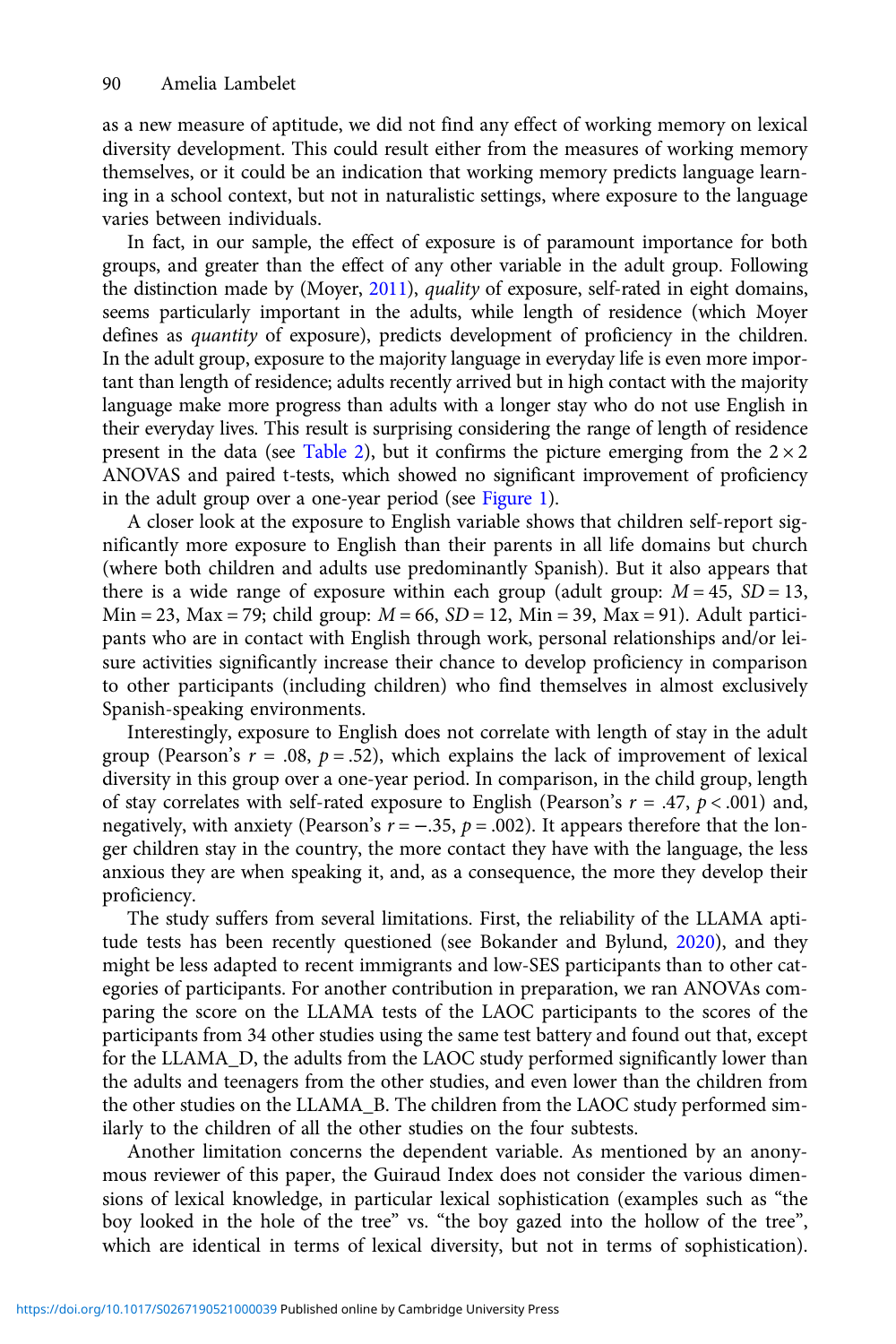as a new measure of aptitude, we did not find any effect of working memory on lexical diversity development. This could result either from the measures of working memory themselves, or it could be an indication that working memory predicts language learning in a school context, but not in naturalistic settings, where exposure to the language varies between individuals.

In fact, in our sample, the effect of exposure is of paramount importance for both groups, and greater than the effect of any other variable in the adult group. Following the distinction made by (Moyer, 2011), *quality* of exposure, self-rated in eight domains, seems particularly important in the adults, while length of residence (which Moyer defines as *quantity* of exposure), predicts development of proficiency in the children. In the adult group, exposure to the majority language in everyday life is even more important than length of residence; adults recently arrived but in high contact with the majority language make more progress than adults with a longer stay who do not use English in their everyday lives. This result is surprising considering the range of length of residence present in the data (see Table 2), but it confirms the picture emerging from the $2 \times 2$ ANOVAS and paired t-tests, which showed no significant improvement of proficiency in the adult group over a one-year period (see Figure 1).

A closer look at the exposure to English variable shows that children self-report significantly more exposure to English than their parents in all life domains but church (where both children and adults use predominantly Spanish). But it also appears that there is a wide range of exposure within each group (adult group: $M = 45$, $SD = 13$, Min = 23, Max = 79; child group: $M = 66$, $SD = 12$, Min = 39, Max = 91). Adult participants who are in contact with English through work, personal relationships and/or leisure activities significantly increase their chance to develop proficiency in comparison to other participants (including children) who find themselves in almost exclusively Spanish-speaking environments.

Interestingly, exposure to English does not correlate with length of stay in the adult group (Pearson's $r = .08$, $p = .52$), which explains the lack of improvement of lexical diversity in this group over a one-year period. In comparison, in the child group, length of stay correlates with self-rated exposure to English (Pearson's $r = .47$, $p < .001$) and, negatively, with anxiety (Pearson's $r = -.35$, $p = .002$). It appears therefore that the longer children stay in the country, the more contact they have with the language, the less anxious they are when speaking it, and, as a consequence, the more they develop their proficiency.

The study suffers from several limitations. First, the reliability of the LLAMA aptitude tests has been recently questioned (see Bokander and Bylund, 2020), and they might be less adapted to recent immigrants and low-SES participants than to other categories of participants. For another contribution in preparation, we ran ANOVAs comparing the score on the LLAMA tests of the LAOC participants to the scores of the participants from 34 other studies using the same test battery and found out that, except for the LLAMA_D, the adults from the LAOC study performed significantly lower than the adults and teenagers from the other studies, and even lower than the children from the other studies on the LLAMA_B. The children from the LAOC study performed similarly to the children of all the other studies on the four subtests.

Another limitation concerns the dependent variable. As mentioned by an anonymous reviewer of this paper, the Guiraud Index does not consider the various dimensions of lexical knowledge, in particular lexical sophistication (examples such as "the boy looked in the hole of the tree" vs. "the boy gazed into the hollow of the tree", which are identical in terms of lexical diversity, but not in terms of sophistication).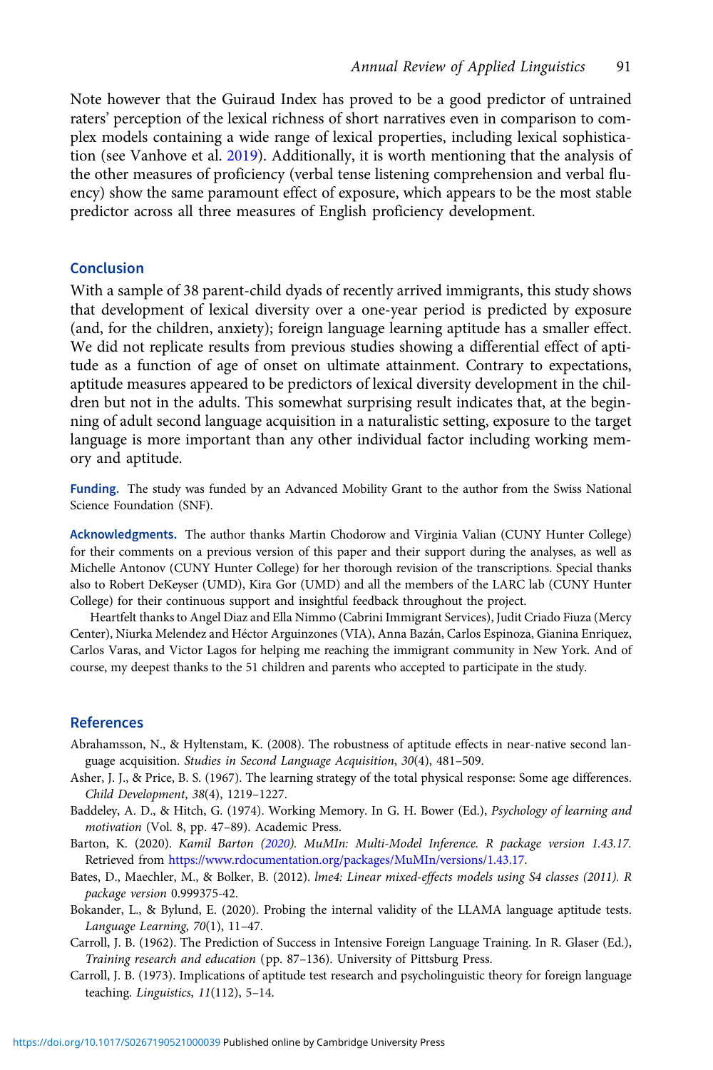Note however that the Guiraud Index has proved to be a good predictor of untrained raters' perception of the lexical richness of short narratives even in comparison to complex models containing a wide range of lexical properties, including lexical sophistication (see Vanhove et al. 2019). Additionally, it is worth mentioning that the analysis of the other measures of proficiency (verbal tense listening comprehension and verbal fluency) show the same paramount effect of exposure, which appears to be the most stable predictor across all three measures of English proficiency development.

## Conclusion

With a sample of 38 parent-child dyads of recently arrived immigrants, this study shows that development of lexical diversity over a one-year period is predicted by exposure (and, for the children, anxiety); foreign language learning aptitude has a smaller effect. We did not replicate results from previous studies showing a differential effect of aptitude as a function of age of onset on ultimate attainment. Contrary to expectations, aptitude measures appeared to be predictors of lexical diversity development in the children but not in the adults. This somewhat surprising result indicates that, at the beginning of adult second language acquisition in a naturalistic setting, exposure to the target language is more important than any other individual factor including working memory and aptitude.

**Funding.** The study was funded by an Advanced Mobility Grant to the author from the Swiss National Science Foundation (SNF).

**Acknowledgments.** The author thanks Martin Chodorow and Virginia Valian (CUNY Hunter College) for their comments on a previous version of this paper and their support during the analyses, as well as Michelle Antonov (CUNY Hunter College) for her thorough revision of the transcriptions. Special thanks also to Robert DeKeyser (UMD), Kira Gor (UMD) and all the members of the LARC lab (CUNY Hunter College) for their continuous support and insightful feedback throughout the project.

Heartfelt thanks to Angel Diaz and Ella Nimmo (Cabrini Immigrant Services), Judit Criado Fiuza (Mercy Center), Niurka Melendez and Héctor Arguinzones (VIA), Anna Bazán, Carlos Espinoza, Gianina Enriquez, Carlos Varas, and Victor Lagos for helping me reaching the immigrant community in New York. And of course, my deepest thanks to the 51 children and parents who accepted to participate in the study.

## References

Abrahamsson, N., & Hyltenstam, K. (2008). The robustness of aptitude effects in near-native second language acquisition. *Studies in Second Language Acquisition*, *30*(4), 481–509.

Asher, J. J., & Price, B. S. (1967). The learning strategy of the total physical response: Some age differences. *Child Development*, *38*(4), 1219–1227.

Baddeley, A. D., & Hitch, G. (1974). Working Memory. In G. H. Bower (Ed.), *Psychology of learning and motivation* (Vol. 8, pp. 47–89). Academic Press.

Barton, K. (2020). *Kamil Barton (2020). MuMIn: Multi-Model Inference. R package version 1.43.17.* Retrieved from https://www.rdocumentation.org/packages/MuMIn/versions/1.43.17.

Bates, D., Maechler, M., & Bolker, B. (2012). *lme4: Linear mixed-effects models using S4 classes (2011). R package version* 0.999375-42.

Bokander, L., & Bylund, E. (2020). Probing the internal validity of the LLAMA language aptitude tests. *Language Learning*, *70*(1), 11–47.

Carroll, J. B. (1962). The Prediction of Success in Intensive Foreign Language Training. In R. Glaser (Ed.), *Training research and education* (pp. 87–136). University of Pittsburg Press.

Carroll, J. B. (1973). Implications of aptitude test research and psycholinguistic theory for foreign language teaching. *Linguistics*, *11*(112), 5–14.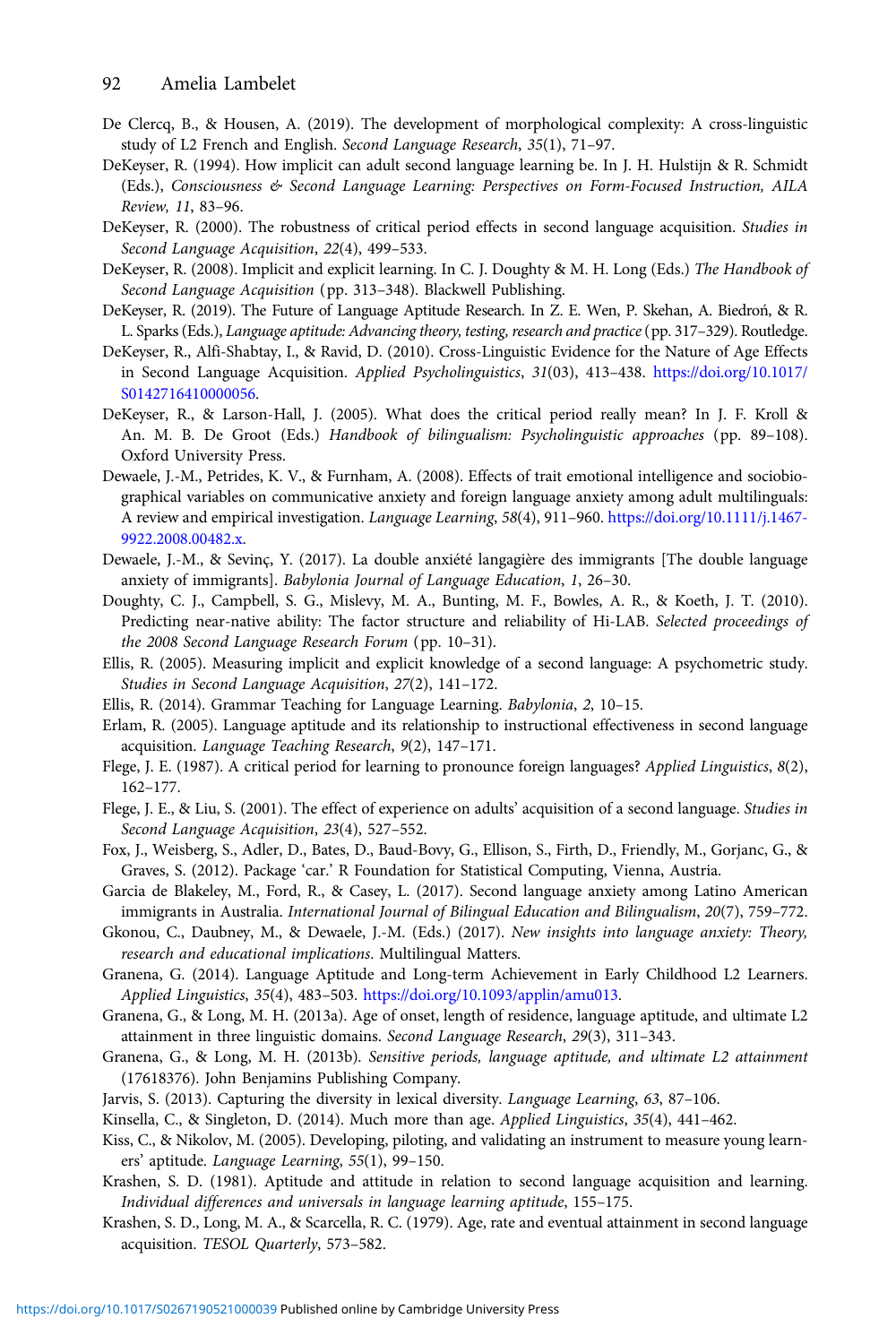De Clercq, B., & Housen, A. (2019). The development of morphological complexity: A cross-linguistic study of L2 French and English. *Second Language Research*, *35*(1), 71–97.

DeKeyser, R. (1994). How implicit can adult second language learning be. In J. H. Hulstijn & R. Schmidt (Eds.), *Consciousness & Second Language Learning: Perspectives on Form-Focused Instruction, AILA Review, 11*, 83–96.

DeKeyser, R. (2000). The robustness of critical period effects in second language acquisition. *Studies in Second Language Acquisition*, *22*(4), 499–533.

DeKeyser, R. (2008). Implicit and explicit learning. In C. J. Doughty & M. H. Long (Eds.) *The Handbook of Second Language Acquisition* (pp. 313–348). Blackwell Publishing.

DeKeyser, R. (2019). The Future of Language Aptitude Research. In Z. E. Wen, P. Skehan, A. Biedroń, & R. L. Sparks (Eds.), *Language aptitude: Advancing theory, testing, research and practice* (pp. 317–329). Routledge.

DeKeyser, R., Alfi-Shabtay, I., & Ravid, D. (2010). Cross-Linguistic Evidence for the Nature of Age Effects in Second Language Acquisition. *Applied Psycholinguistics*, *31*(03), 413–438. https://doi.org/10.1017/S0142716410000056.

DeKeyser, R., & Larson-Hall, J. (2005). What does the critical period really mean? In J. F. Kroll & An. M. B. De Groot (Eds.) *Handbook of bilingualism: Psycholinguistic approaches* (pp. 89–108). Oxford University Press.

Dewaele, J.-M., Petrides, K. V., & Furnham, A. (2008). Effects of trait emotional intelligence and sociobiographical variables on communicative anxiety and foreign language anxiety among adult multilinguals: A review and empirical investigation. *Language Learning*, *58*(4), 911–960. https://doi.org/10.1111/j.1467-9922.2008.00482.x.

Dewaele, J.-M., & Sevinç, Y. (2017). La double anxiété langagière des immigrants [The double language anxiety of immigrants]. *Babylonia Journal of Language Education*, *1*, 26–30.

Doughty, C. J., Campbell, S. G., Mislevy, M. A., Bunting, M. F., Bowles, A. R., & Koeth, J. T. (2010). Predicting near-native ability: The factor structure and reliability of Hi-LAB. *Selected proceedings of the 2008 Second Language Research Forum* (pp. 10–31).

Ellis, R. (2005). Measuring implicit and explicit knowledge of a second language: A psychometric study. *Studies in Second Language Acquisition*, *27*(2), 141–172.

Ellis, R. (2014). Grammar Teaching for Language Learning. *Babylonia*, *2*, 10–15.

Erlam, R. (2005). Language aptitude and its relationship to instructional effectiveness in second language acquisition. *Language Teaching Research*, *9*(2), 147–171.

Flege, J. E. (1987). A critical period for learning to pronounce foreign languages? *Applied Linguistics*, *8*(2), 162–177.

Flege, J. E., & Liu, S. (2001). The effect of experience on adults' acquisition of a second language. *Studies in Second Language Acquisition*, *23*(4), 527–552.

Fox, J., Weisberg, S., Adler, D., Bates, D., Baud-Bovy, G., Ellison, S., Firth, D., Friendly, M., Gorjanc, G., & Graves, S. (2012). Package 'car.' R Foundation for Statistical Computing, Vienna, Austria.

Garcia de Blakeley, M., Ford, R., & Casey, L. (2017). Second language anxiety among Latino American immigrants in Australia. *International Journal of Bilingual Education and Bilingualism*, *20*(7), 759–772.

Gkonou, C., Daubney, M., & Dewaele, J.-M. (Eds.) (2017). *New insights into language anxiety: Theory, research and educational implications*. Multilingual Matters.

Granena, G. (2014). Language Aptitude and Long-term Achievement in Early Childhood L2 Learners. *Applied Linguistics*, *35*(4), 483–503. https://doi.org/10.1093/applin/amu013.

Granena, G., & Long, M. H. (2013a). Age of onset, length of residence, language aptitude, and ultimate L2 attainment in three linguistic domains. *Second Language Research*, *29*(3), 311–343.

Granena, G., & Long, M. H. (2013b). *Sensitive periods, language aptitude, and ultimate L2 attainment* (17618376). John Benjamins Publishing Company.

Jarvis, S. (2013). Capturing the diversity in lexical diversity. *Language Learning*, *63*, 87–106.

Kinsella, C., & Singleton, D. (2014). Much more than age. *Applied Linguistics*, *35*(4), 441–462.

Kiss, C., & Nikolov, M. (2005). Developing, piloting, and validating an instrument to measure young learners' aptitude. *Language Learning*, *55*(1), 99–150.

Krashen, S. D. (1981). Aptitude and attitude in relation to second language acquisition and learning. *Individual differences and universals in language learning aptitude*, 155–175.

Krashen, S. D., Long, M. A., & Scarcella, R. C. (1979). Age, rate and eventual attainment in second language acquisition. *TESOL Quarterly*, 573–582.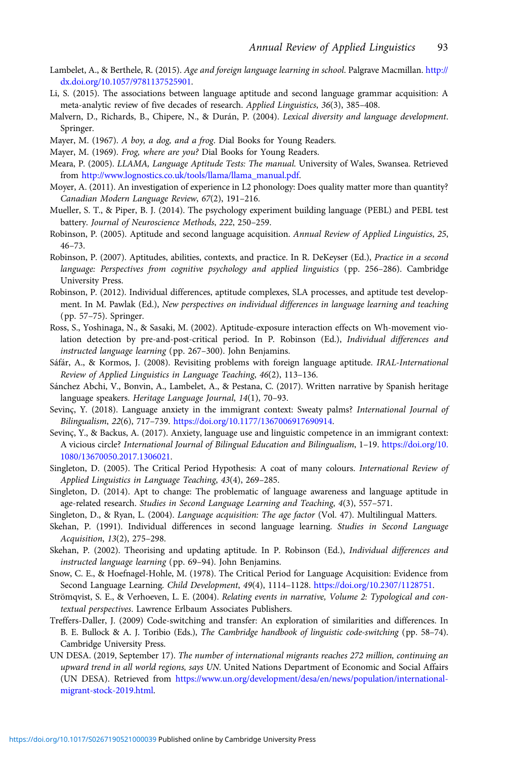Lambelet, A., & Berthele, R. (2015). *Age and foreign language learning in school*. Palgrave Macmillan. http://dx.doi.org/10.1057/9781137525901.

Li, S. (2015). The associations between language aptitude and second language grammar acquisition: A meta-analytic review of five decades of research. *Applied Linguistics*, *36*(3), 385–408.

Malvern, D., Richards, B., Chipere, N., & Durán, P. (2004). *Lexical diversity and language development*. Springer.

Mayer, M. (1967). *A boy, a dog, and a frog*. Dial Books for Young Readers.

Mayer, M. (1969). *Frog, where are you?* Dial Books for Young Readers.

Meara, P. (2005). *LLAMA, Language Aptitude Tests: The manual*. University of Wales, Swansea. Retrieved from http://www.lognostics.co.uk/tools/llama/llama_manual.pdf.

Moyer, A. (2011). An investigation of experience in L2 phonology: Does quality matter more than quantity? *Canadian Modern Language Review*, *67*(2), 191–216.

Mueller, S. T., & Piper, B. J. (2014). The psychology experiment building language (PEBL) and PEBL test battery. *Journal of Neuroscience Methods*, *222*, 250–259.

Robinson, P. (2005). Aptitude and second language acquisition. *Annual Review of Applied Linguistics*, *25*, 46–73.

Robinson, P. (2007). Aptitudes, abilities, contexts, and practice. In R. DeKeyser (Ed.), *Practice in a second language: Perspectives from cognitive psychology and applied linguistics* (pp. 256–286). Cambridge University Press.

Robinson, P. (2012). Individual differences, aptitude complexes, SLA processes, and aptitude test development. In M. Pawlak (Ed.), *New perspectives on individual differences in language learning and teaching* (pp. 57–75). Springer.

Ross, S., Yoshinaga, N., & Sasaki, M. (2002). Aptitude-exposure interaction effects on Wh-movement violation detection by pre-and-post-critical period. In P. Robinson (Ed.), *Individual differences and instructed language learning* (pp. 267–300). John Benjamins.

Sáfár, A., & Kormos, J. (2008). Revisiting problems with foreign language aptitude. *IRAL-International Review of Applied Linguistics in Language Teaching*, *46*(2), 113–136.

Sánchez Abchi, V., Bonvin, A., Lambelet, A., & Pestana, C. (2017). Written narrative by Spanish heritage language speakers. *Heritage Language Journal*, *14*(1), 70–93.

Sevinç, Y. (2018). Language anxiety in the immigrant context: Sweaty palms? *International Journal of Bilingualism*, *22*(6), 717–739. https://doi.org/10.1177/1367006917690914.

Sevinç, Y., & Backus, A. (2017). Anxiety, language use and linguistic competence in an immigrant context: A vicious circle? *International Journal of Bilingual Education and Bilingualism*, 1–19. https://doi.org/10.1080/13670050.2017.1306021.

Singleton, D. (2005). The Critical Period Hypothesis: A coat of many colours. *International Review of Applied Linguistics in Language Teaching*, *43*(4), 269–285.

Singleton, D. (2014). Apt to change: The problematic of language awareness and language aptitude in age-related research. *Studies in Second Language Learning and Teaching*, *4*(3), 557–571.

Singleton, D., & Ryan, L. (2004). *Language acquisition: The age factor* (Vol. 47). Multilingual Matters.

Skehan, P. (1991). Individual differences in second language learning. *Studies in Second Language Acquisition*, *13*(2), 275–298.

Skehan, P. (2002). Theorising and updating aptitude. In P. Robinson (Ed.), *Individual differences and instructed language learning* (pp. 69–94). John Benjamins.

Snow, C. E., & Hoefnagel-Hohle, M. (1978). The Critical Period for Language Acquisition: Evidence from Second Language Learning. *Child Development*, *49*(4), 1114–1128. https://doi.org/10.2307/1128751.

Strömqvist, S. E., & Verhoeven, L. E. (2004). *Relating events in narrative, Volume 2: Typological and contextual perspectives*. Lawrence Erlbaum Associates Publishers.

Treffers-Daller, J. (2009) Code-switching and transfer: An exploration of similarities and differences. In B. E. Bullock & A. J. Toribio (Eds.), *The Cambridge handbook of linguistic code-switching* (pp. 58–74). Cambridge University Press.

UN DESA. (2019, September 17). *The number of international migrants reaches 272 million, continuing an upward trend in all world regions, says UN*. United Nations Department of Economic and Social Affairs (UN DESA). Retrieved from https://www.un.org/development/desa/en/news/population/international-migrant-stock-2019.html.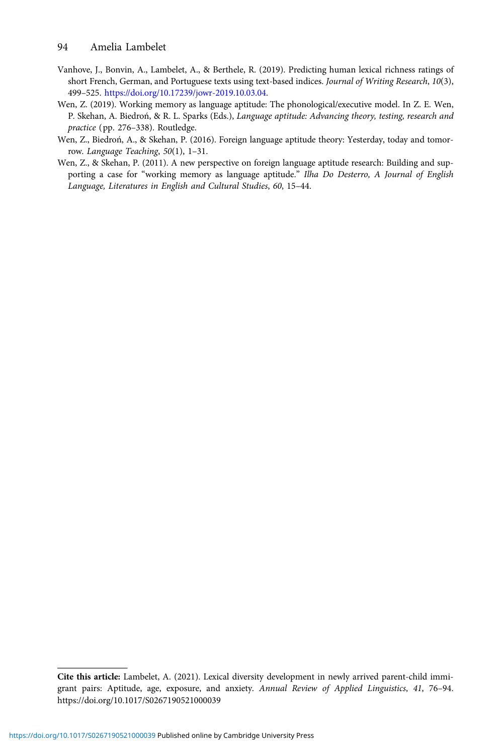Vanhove, J., Bonvin, A., Lambelet, A., & Berthele, R. (2019). Predicting human lexical richness ratings of short French, German, and Portuguese texts using text-based indices. *Journal of Writing Research*, *10*(3), 499–525. https://doi.org/10.17239/jowr-2019.10.03.04.

Wen, Z. (2019). Working memory as language aptitude: The phonological/executive model. In Z. E. Wen, P. Skehan, A. Biedroń, & R. L. Sparks (Eds.), *Language aptitude: Advancing theory, testing, research and practice* (pp. 276–338). Routledge.

Wen, Z., Biedroń, A., & Skehan, P. (2016). Foreign language aptitude theory: Yesterday, today and tomorrow. *Language Teaching*, *50*(1), 1–31.

Wen, Z., & Skehan, P. (2011). A new perspective on foreign language aptitude research: Building and supporting a case for "working memory as language aptitude." *Ilha Do Desterro, A Journal of English Language, Literatures in English and Cultural Studies*, *60*, 15–44.

**Cite this article:** Lambelet, A. (2021). Lexical diversity development in newly arrived parent-child immigrant pairs: Aptitude, age, exposure, and anxiety. *Annual Review of Applied Linguistics*, *41*, 76–94. https://doi.org/10.1017/S0267190521000039